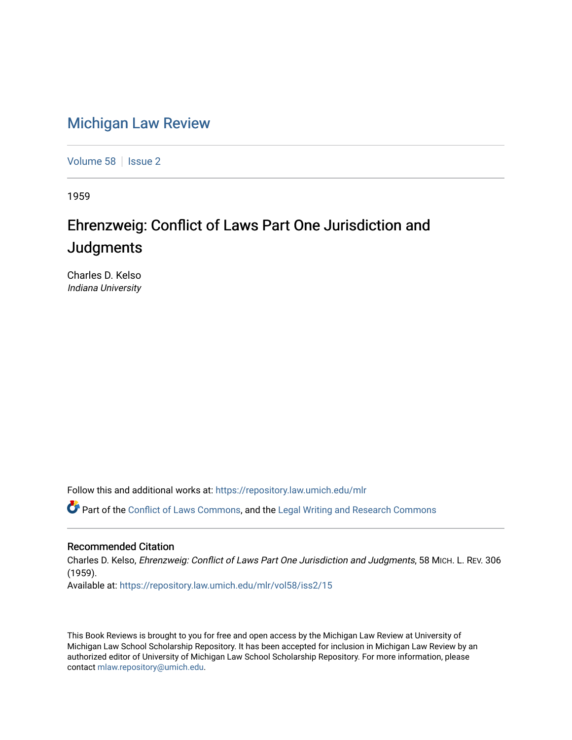# Michigan Law Review

Volume 58 | Issue 2

1959

## Ehrenzweig: Conflict of Laws Part One Jurisdiction and Judgments

Charles D. Kelso
*Indiana University*

Follow this and additional works at: https://repository.law.umich.edu/mlr

Part of the Conflict of Laws Commons, and the Legal Writing and Research Commons

### Recommended Citation

Charles D. Kelso, *Ehrenzweig: Conflict of Laws Part One Jurisdiction and Judgments*, 58 MICH. L. REV. 306 (1959).
Available at: https://repository.law.umich.edu/mlr/vol58/iss2/15

This Book Reviews is brought to you for free and open access by the Michigan Law Review at University of Michigan Law School Scholarship Repository. It has been accepted for inclusion in Michigan Law Review by an authorized editor of University of Michigan Law School Scholarship Repository. For more information, please contact mlaw.repository@umich.edu.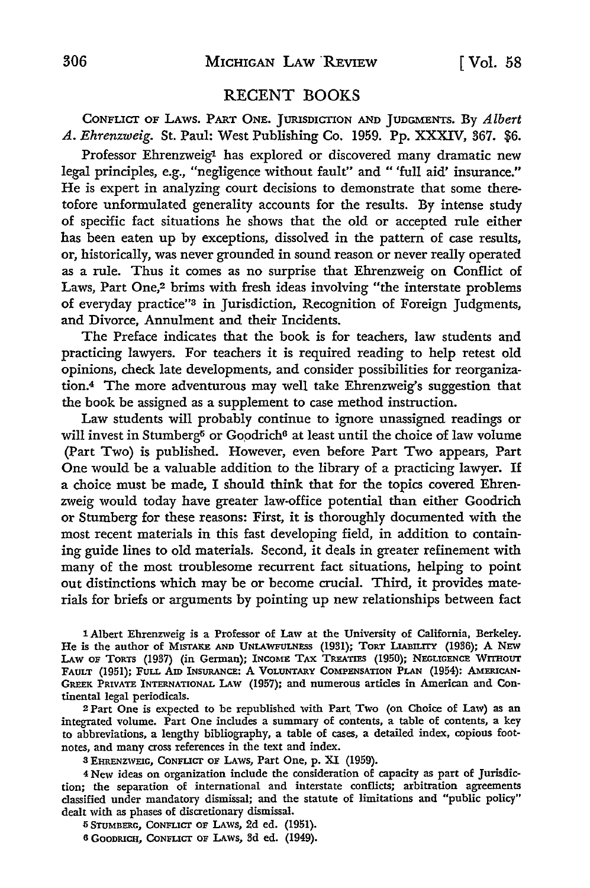## RECENT BOOKS

CONFLICT OF LAWS. PART ONE. JURISDICTION AND JUDGMENTS. By *Albert A. Ehrenzweig*. St. Paul: West Publishing Co. 1959. Pp. XXXIV, 367. $6.

Professor Ehrenzweig[1] has explored or discovered many dramatic new legal principles, e.g., "negligence without fault" and " 'full aid' insurance." He is expert in analyzing court decisions to demonstrate that some theretofore unformulated generality accounts for the results. By intense study of specific fact situations he shows that the old or accepted rule either has been eaten up by exceptions, dissolved in the pattern of case results, or, historically, was never grounded in sound reason or never really operated as a rule. Thus it comes as no surprise that Ehrenzweig on Conflict of Laws, Part One,[2] brims with fresh ideas involving "the interstate problems of everyday practice"[3] in Jurisdiction, Recognition of Foreign Judgments, and Divorce, Annulment and their Incidents.

The Preface indicates that the book is for teachers, law students and practicing lawyers. For teachers it is required reading to help retest old opinions, check late developments, and consider possibilities for reorganization.[4] The more adventurous may well take Ehrenzweig's suggestion that the book be assigned as a supplement to case method instruction.

Law students will probably continue to ignore unassigned readings or will invest in Stumberg[5] or Goodrich[6] at least until the choice of law volume (Part Two) is published. However, even before Part Two appears, Part One would be a valuable addition to the library of a practicing lawyer. If a choice must be made, I should think that for the topics covered Ehrenzweig would today have greater law-office potential than either Goodrich or Stumberg for these reasons: First, it is thoroughly documented with the most recent materials in this fast developing field, in addition to containing guide lines to old materials. Second, it deals in greater refinement with many of the most troublesome recurrent fact situations, helping to point out distinctions which may be or become crucial. Third, it provides materials for briefs or arguments by pointing up new relationships between fact

---

[1] Albert Ehrenzweig is a Professor of Law at the University of California, Berkeley. He is the author of MISTAKE AND UNLAWFULNESS (1931); TORT LIABILITY (1936); A NEW LAW OF TORTS (1937) (in German); INCOME TAX TREATIES (1950); NEGLIGENCE WITHOUT FAULT (1951); FULL AID INSURANCE: A VOLUNTARY COMPENSATION PLAN (1954): AMERICAN-GREEK PRIVATE INTERNATIONAL LAW (1957); and numerous articles in American and Continental legal periodicals.

[2] Part One is expected to be republished with Part Two (on Choice of Law) as an integrated volume. Part One includes a summary of contents, a table of contents, a key to abbreviations, a lengthy bibliography, a table of cases, a detailed index, copious footnotes, and many cross references in the text and index.

[3] EHRENZWEIG, CONFLICT OF LAWS, Part One, p. XI (1959).

[4] New ideas on organization include the consideration of capacity as part of Jurisdiction; the separation of international and interstate conflicts; arbitration agreements classified under mandatory dismissal; and the statute of limitations and "public policy" dealt with as phases of discretionary dismissal.

[5] STUMBERG, CONFLICT OF LAWS, 2d ed. (1951).

[6] GOODRICH, CONFLICT OF LAWS, 3d ed. (1949).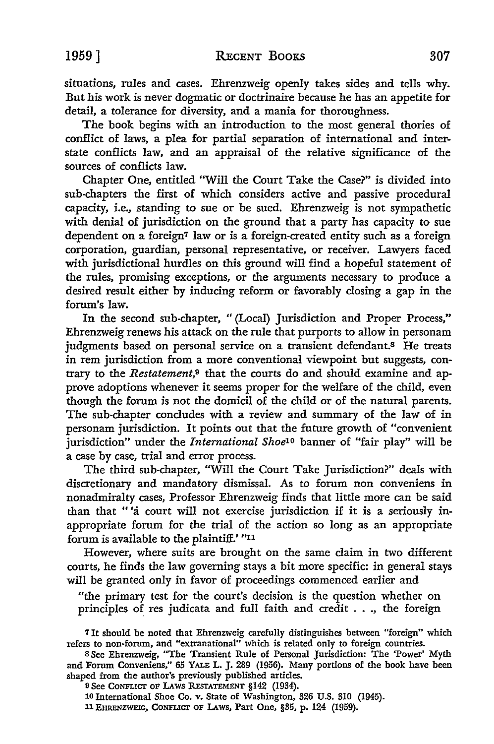situations, rules and cases. Ehrenzweig openly takes sides and tells why. But his work is never dogmatic or doctrinaire because he has an appetite for detail, a tolerance for diversity, and a mania for thoroughness.

The book begins with an introduction to the most general thories of conflict of laws, a plea for partial separation of international and interstate conflicts law, and an appraisal of the relative significance of the sources of conflicts law.

Chapter One, entitled "Will the Court Take the Case?" is divided into sub-chapters the first of which considers active and passive procedural capacity, i.e., standing to sue or be sued. Ehrenzweig is not sympathetic with denial of jurisdiction on the ground that a party has capacity to sue dependent on a foreign[7] law or is a foreign-created entity such as a foreign corporation, guardian, personal representative, or receiver. Lawyers faced with jurisdictional hurdles on this ground will find a hopeful statement of the rules, promising exceptions, or the arguments necessary to produce a desired result either by inducing reform or favorably closing a gap in the forum's law.

In the second sub-chapter, " (Local) Jurisdiction and Proper Process," Ehrenzweig renews his attack on the rule that purports to allow in personam judgments based on personal service on a transient defendant.[8] He treats in rem jurisdiction from a more conventional viewpoint but suggests, contrary to the *Restatement*,[9] that the courts do and should examine and approve adoptions whenever it seems proper for the welfare of the child, even though the forum is not the domicil of the child or of the natural parents. The sub-chapter concludes with a review and summary of the law of in personam jurisdiction. It points out that the future growth of "convenient jurisdiction" under the *International Shoe*[10] banner of "fair play" will be a case by case, trial and error process.

The third sub-chapter, "Will the Court Take Jurisdiction?" deals with discretionary and mandatory dismissal. As to forum non conveniens in nonadmiralty cases, Professor Ehrenzweig finds that little more can be said than that " 'a court will not exercise jurisdiction if it is a seriously inappropriate forum for the trial of the action so long as an appropriate forum is available to the plaintiff.' "[11]

However, where suits are brought on the same claim in two different courts, he finds the law governing stays a bit more specific: in general stays will be granted only in favor of proceedings commenced earlier and

"the primary test for the court's decision is the question whether on principles of res judicata and full faith and credit . . ., the foreign

---

[7] It should be noted that Ehrenzweig carefully distinguishes between "foreign" which refers to non-forum, and "extranational" which is related only to foreign countries.

[8] See Ehrenzweig, "The Transient Rule of Personal Jurisdiction: The 'Power' Myth and Forum Conveniens," 65 YALE L. J. 289 (1956). Many portions of the book have been shaped from the author's previously published articles.

[9] See CONFLICT OF LAWS RESTATEMENT §142 (1934).

[10] International Shoe Co. v. State of Washington, 326 U.S. 310 (1945).

[11] EHRENZWEIG, CONFLICT OF LAWS, Part One, §35, p. 124 (1959).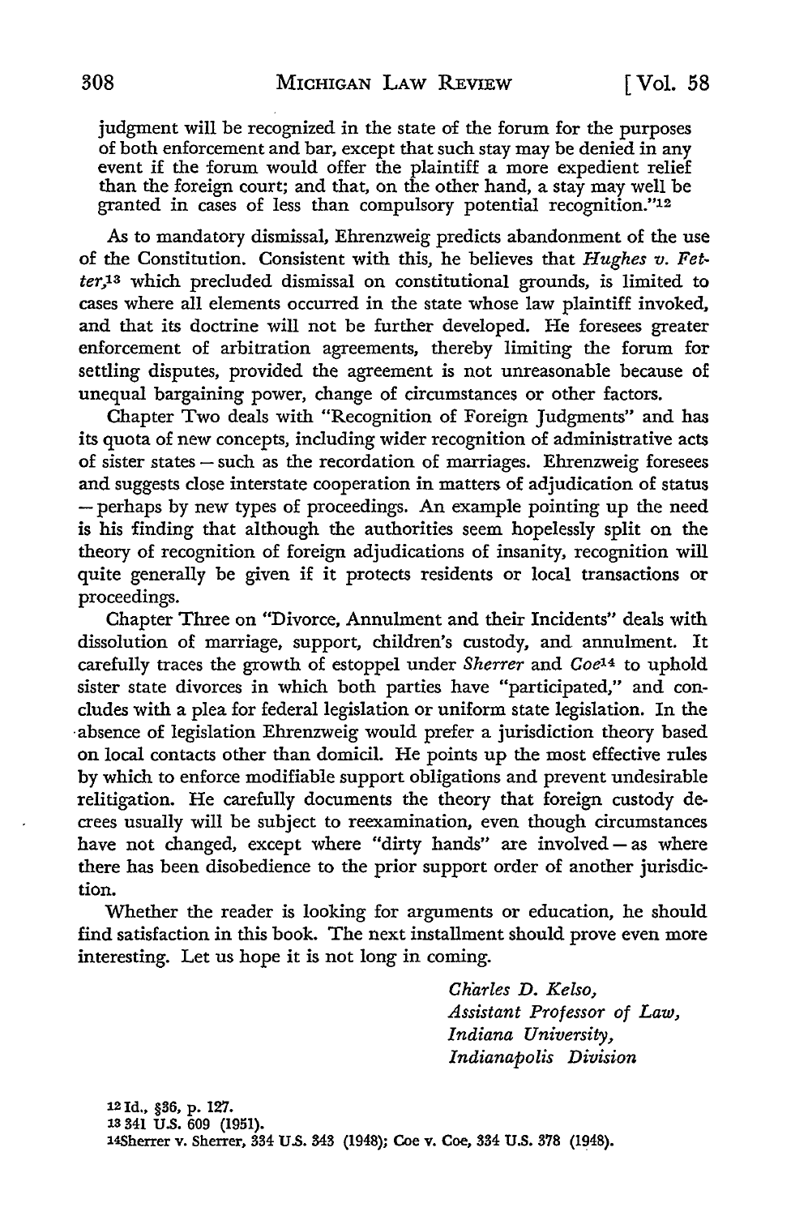judgment will be recognized in the state of the forum for the purposes of both enforcement and bar, except that such stay may be denied in any event if the forum would offer the plaintiff a more expedient relief than the foreign court; and that, on the other hand, a stay may well be granted in cases of less than compulsory potential recognition."[12]

As to mandatory dismissal, Ehrenzweig predicts abandonment of the use of the Constitution. Consistent with this, he believes that *Hughes v. Fetter*,[13] which precluded dismissal on constitutional grounds, is limited to cases where all elements occurred in the state whose law plaintiff invoked, and that its doctrine will not be further developed. He foresees greater enforcement of arbitration agreements, thereby limiting the forum for settling disputes, provided the agreement is not unreasonable because of unequal bargaining power, change of circumstances or other factors.

Chapter Two deals with "Recognition of Foreign Judgments" and has its quota of new concepts, including wider recognition of administrative acts of sister states — such as the recordation of marriages. Ehrenzweig foresees and suggests close interstate cooperation in matters of adjudication of status — perhaps by new types of proceedings. An example pointing up the need is his finding that although the authorities seem hopelessly split on the theory of recognition of foreign adjudications of insanity, recognition will quite generally be given if it protects residents or local transactions or proceedings.

Chapter Three on "Divorce, Annulment and their Incidents" deals with dissolution of marriage, support, children's custody, and annulment. It carefully traces the growth of estoppel under *Sherrer* and *Coe*[14] to uphold sister state divorces in which both parties have "participated," and concludes with a plea for federal legislation or uniform state legislation. In the absence of legislation Ehrenzweig would prefer a jurisdiction theory based on local contacts other than domicil. He points up the most effective rules by which to enforce modifiable support obligations and prevent undesirable relitigation. He carefully documents the theory that foreign custody decrees usually will be subject to reexamination, even though circumstances have not changed, except where "dirty hands" are involved — as where there has been disobedience to the prior support order of another jurisdiction.

Whether the reader is looking for arguments or education, he should find satisfaction in this book. The next installment should prove even more interesting. Let us hope it is not long in coming.

*Charles D. Kelso,*
*Assistant Professor of Law,*
*Indiana University,*
*Indianapolis Division*

[12] Id., §36, p. 127.

[13] 341 U.S. 609 (1951).

[14] Sherrer v. Sherrer, 334 U.S. 343 (1948); Coe v. Coe, 334 U.S. 378 (1948).